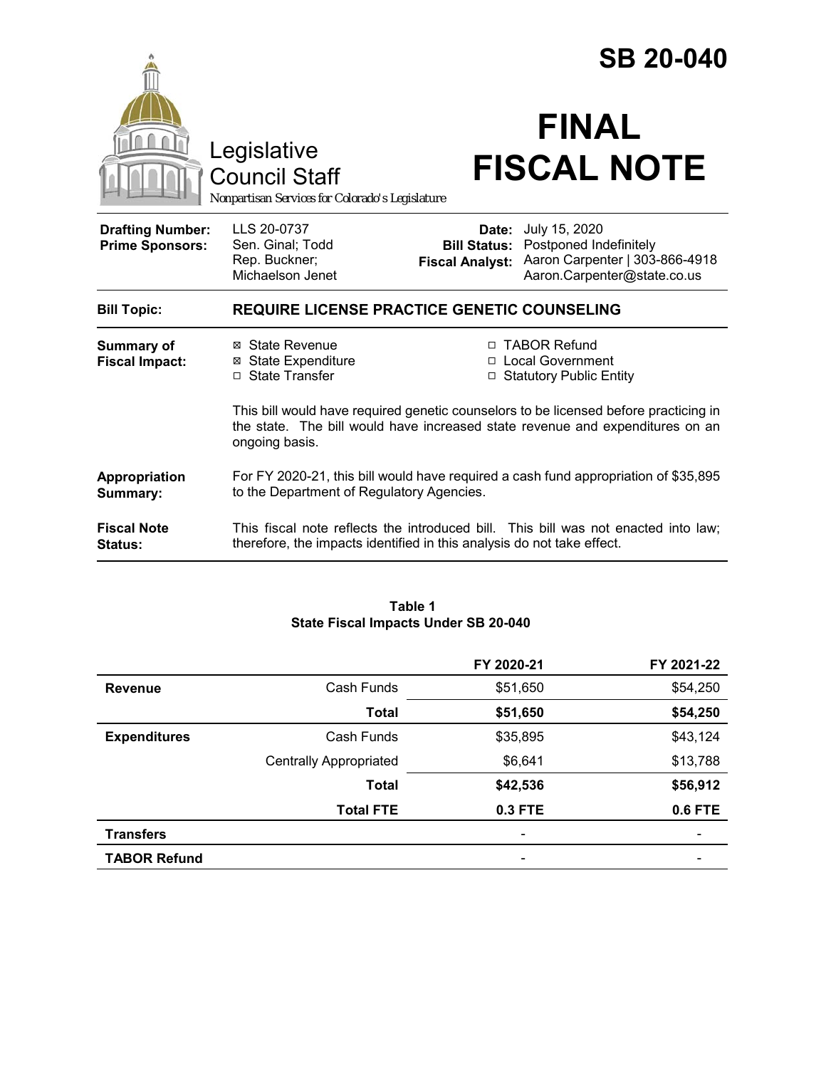# SB 20-040

Legislative Council Staff

*Nonpartisan Services for Colorado's Legislature*

# FINAL FISCAL NOTE

| | | | |
|---|---|---|---|
| **Drafting Number:** | LLS 20-0737 | **Date:** | July 15, 2020 |
| **Prime Sponsors:** | Sen. Ginal; Todd<br>Rep. Buckner; Michaelson Jenet | **Bill Status:** | Postponed Indefinitely |
| | | **Fiscal Analyst:** | Aaron Carpenter \| 303-866-4918<br>Aaron.Carpenter@state.co.us |

| | |
|---|---|
| **Bill Topic:** | **REQUIRE LICENSE PRACTICE GENETIC COUNSELING** |
| **Summary of Fiscal Impact:** | ☒ State Revenue<br>☒ State Expenditure<br>☐ State Transfer<br>☐ TABOR Refund<br>☐ Local Government<br>☐ Statutory Public Entity<br><br>This bill would have required genetic counselors to be licensed before practicing in the state. The bill would have increased state revenue and expenditures on an ongoing basis. |
| **Appropriation Summary:** | For FY 2020-21, this bill would have required a cash fund appropriation of $35,895 to the Department of Regulatory Agencies. |
| **Fiscal Note Status:** | This fiscal note reflects the introduced bill. This bill was not enacted into law; therefore, the impacts identified in this analysis do not take effect. |

**Table 1**
**State Fiscal Impacts Under SB 20-040**

| | | FY 2020-21 | FY 2021-22 |
|---|---|---|---|
| **Revenue** | Cash Funds | $51,650 | $54,250 |
| | **Total** | **$51,650** | **$54,250** |
| **Expenditures** | Cash Funds | $35,895 | $43,124 |
| | Centrally Appropriated | $6,641 | $13,788 |
| | **Total** | **$42,536** | **$56,912** |
| | **Total FTE** | **0.3 FTE** | **0.6 FTE** |
| **Transfers** | | - | - |
| **TABOR Refund** | | - | - |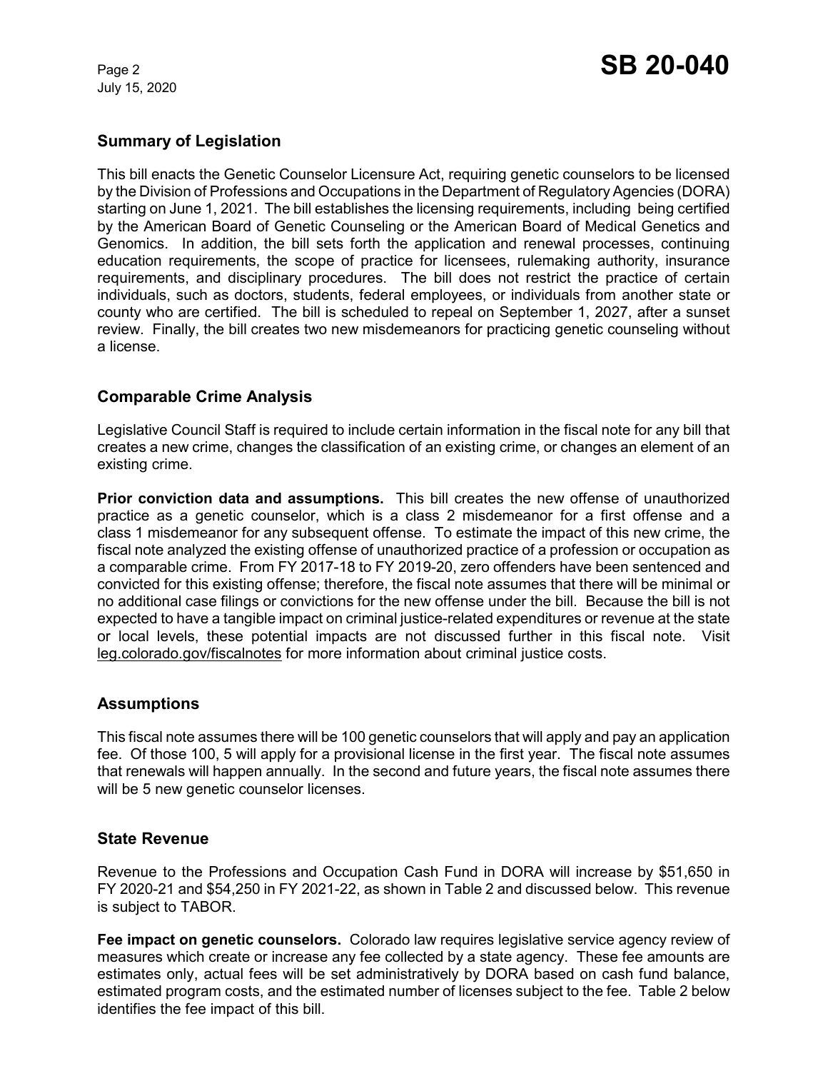## Summary of Legislation

This bill enacts the Genetic Counselor Licensure Act, requiring genetic counselors to be licensed by the Division of Professions and Occupations in the Department of Regulatory Agencies (DORA) starting on June 1, 2021. The bill establishes the licensing requirements, including being certified by the American Board of Genetic Counseling or the American Board of Medical Genetics and Genomics. In addition, the bill sets forth the application and renewal processes, continuing education requirements, the scope of practice for licensees, rulemaking authority, insurance requirements, and disciplinary procedures. The bill does not restrict the practice of certain individuals, such as doctors, students, federal employees, or individuals from another state or county who are certified. The bill is scheduled to repeal on September 1, 2027, after a sunset review. Finally, the bill creates two new misdemeanors for practicing genetic counseling without a license.

## Comparable Crime Analysis

Legislative Council Staff is required to include certain information in the fiscal note for any bill that creates a new crime, changes the classification of an existing crime, or changes an element of an existing crime.

**Prior conviction data and assumptions.** This bill creates the new offense of unauthorized practice as a genetic counselor, which is a class 2 misdemeanor for a first offense and a class 1 misdemeanor for any subsequent offense. To estimate the impact of this new crime, the fiscal note analyzed the existing offense of unauthorized practice of a profession or occupation as a comparable crime. From FY 2017-18 to FY 2019-20, zero offenders have been sentenced and convicted for this existing offense; therefore, the fiscal note assumes that there will be minimal or no additional case filings or convictions for the new offense under the bill. Because the bill is not expected to have a tangible impact on criminal justice-related expenditures or revenue at the state or local levels, these potential impacts are not discussed further in this fiscal note. Visit leg.colorado.gov/fiscalnotes for more information about criminal justice costs.

## Assumptions

This fiscal note assumes there will be 100 genetic counselors that will apply and pay an application fee. Of those 100, 5 will apply for a provisional license in the first year. The fiscal note assumes that renewals will happen annually. In the second and future years, the fiscal note assumes there will be 5 new genetic counselor licenses.

## State Revenue

Revenue to the Professions and Occupation Cash Fund in DORA will increase by $51,650 in FY 2020-21 and $54,250 in FY 2021-22, as shown in Table 2 and discussed below. This revenue is subject to TABOR.

**Fee impact on genetic counselors.** Colorado law requires legislative service agency review of measures which create or increase any fee collected by a state agency. These fee amounts are estimates only, actual fees will be set administratively by DORA based on cash fund balance, estimated program costs, and the estimated number of licenses subject to the fee. Table 2 below identifies the fee impact of this bill.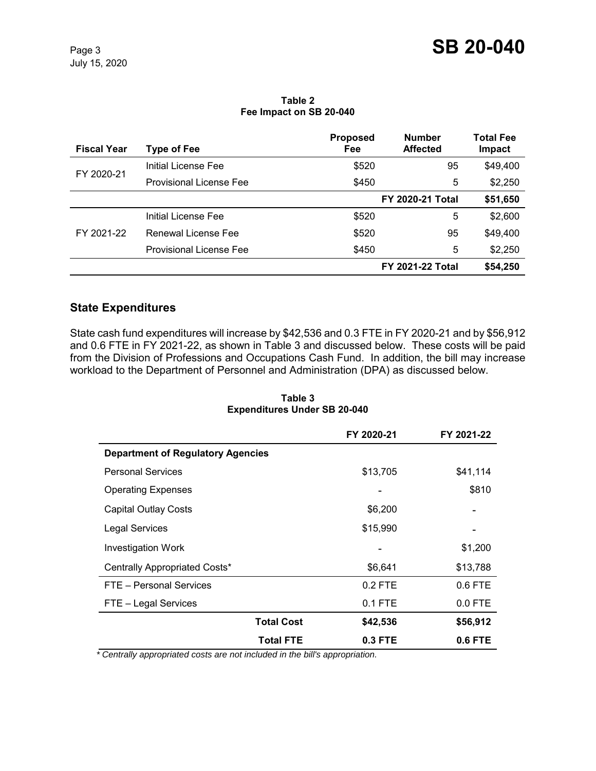**Table 2**
**Fee Impact on SB 20-040**

| Fiscal Year | Type of Fee | Proposed Fee | Number Affected | Total Fee Impact |
|---|---|---|---|---|
| FY 2020-21 | Initial License Fee | $520 | 95 | $49,400 |
| | Provisional License Fee | $450 | 5 | $2,250 |
| | | | **FY 2020-21 Total** | **$51,650** |
| FY 2021-22 | Initial License Fee | $520 | 5 | $2,600 |
| | Renewal License Fee | $520 | 95 | $49,400 |
| | Provisional License Fee | $450 | 5 | $2,250 |
| | | | **FY 2021-22 Total** | **$54,250** |

## State Expenditures

State cash fund expenditures will increase by $42,536 and 0.3 FTE in FY 2020-21 and by $56,912 and 0.6 FTE in FY 2021-22, as shown in Table 3 and discussed below. These costs will be paid from the Division of Professions and Occupations Cash Fund. In addition, the bill may increase workload to the Department of Personnel and Administration (DPA) as discussed below.

**Table 3**
**Expenditures Under SB 20-040**

| | FY 2020-21 | FY 2021-22 |
|---|---|---|
| **Department of Regulatory Agencies** | | |
| Personal Services | $13,705 | $41,114 |
| Operating Expenses | - | $810 |
| Capital Outlay Costs | $6,200 | - |
| Legal Services | $15,990 | - |
| Investigation Work | - | $1,200 |
| Centrally Appropriated Costs* | $6,641 | $13,788 |
| FTE – Personal Services | 0.2 FTE | 0.6 FTE |
| FTE – Legal Services | 0.1 FTE | 0.0 FTE |
| **Total Cost** | **$42,536** | **$56,912** |
| **Total FTE** | **0.3 FTE** | **0.6 FTE** |

*\* Centrally appropriated costs are not included in the bill's appropriation.*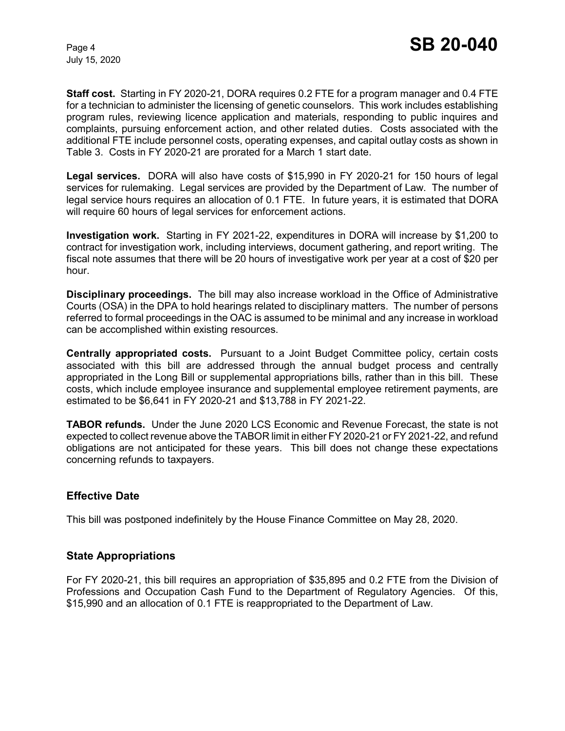**Staff cost.** Starting in FY 2020-21, DORA requires 0.2 FTE for a program manager and 0.4 FTE for a technician to administer the licensing of genetic counselors. This work includes establishing program rules, reviewing licence application and materials, responding to public inquires and complaints, pursuing enforcement action, and other related duties. Costs associated with the additional FTE include personnel costs, operating expenses, and capital outlay costs as shown in Table 3. Costs in FY 2020-21 are prorated for a March 1 start date.

**Legal services.** DORA will also have costs of $15,990 in FY 2020-21 for 150 hours of legal services for rulemaking. Legal services are provided by the Department of Law. The number of legal service hours requires an allocation of 0.1 FTE. In future years, it is estimated that DORA will require 60 hours of legal services for enforcement actions.

**Investigation work.** Starting in FY 2021-22, expenditures in DORA will increase by $1,200 to contract for investigation work, including interviews, document gathering, and report writing. The fiscal note assumes that there will be 20 hours of investigative work per year at a cost of $20 per hour.

**Disciplinary proceedings.** The bill may also increase workload in the Office of Administrative Courts (OSA) in the DPA to hold hearings related to disciplinary matters. The number of persons referred to formal proceedings in the OAC is assumed to be minimal and any increase in workload can be accomplished within existing resources.

**Centrally appropriated costs.** Pursuant to a Joint Budget Committee policy, certain costs associated with this bill are addressed through the annual budget process and centrally appropriated in the Long Bill or supplemental appropriations bills, rather than in this bill. These costs, which include employee insurance and supplemental employee retirement payments, are estimated to be $6,641 in FY 2020-21 and $13,788 in FY 2021-22.

**TABOR refunds.** Under the June 2020 LCS Economic and Revenue Forecast, the state is not expected to collect revenue above the TABOR limit in either FY 2020-21 or FY 2021-22, and refund obligations are not anticipated for these years. This bill does not change these expectations concerning refunds to taxpayers.

## Effective Date

This bill was postponed indefinitely by the House Finance Committee on May 28, 2020.

## State Appropriations

For FY 2020-21, this bill requires an appropriation of $35,895 and 0.2 FTE from the Division of Professions and Occupation Cash Fund to the Department of Regulatory Agencies. Of this, $15,990 and an allocation of 0.1 FTE is reappropriated to the Department of Law.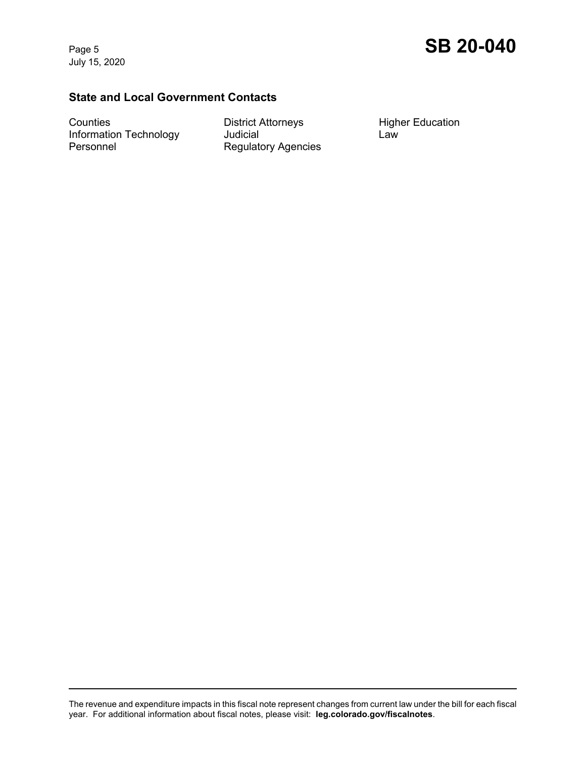## State and Local Government Contacts

| | | |
|---|---|---|
| Counties | District Attorneys | Higher Education |
| Information Technology | Judicial | Law |
| Personnel | Regulatory Agencies | |

The revenue and expenditure impacts in this fiscal note represent changes from current law under the bill for each fiscal year. For additional information about fiscal notes, please visit: **leg.colorado.gov/fiscalnotes**.